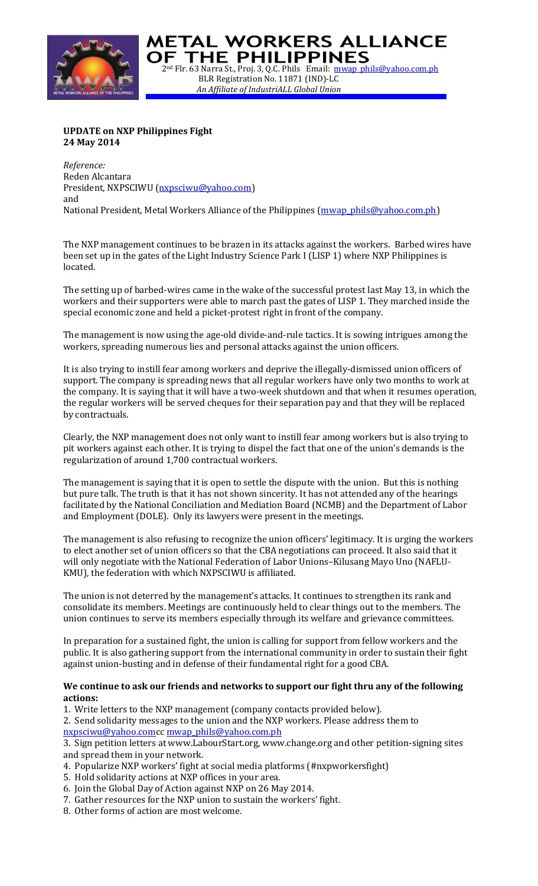# METAL WORKERS ALLIANCE OF THE PHILIPPINES

2nd Flr. 63 Narra St., Proj. 3, Q.C. Phils Email: mwap_phils@yahoo.com.ph
BLR Registration No. 11871 (IND)-LC
*An Affiliate of IndustriALL Global Union*

**UPDATE on NXP Philippines Fight**
**24 May 2014**

*Reference:*
Reden Alcantara
President, NXPSCIWU (nxpsciwu@yahoo.com)
and
National President, Metal Workers Alliance of the Philippines (mwap_phils@yahoo.com.ph)

The NXP management continues to be brazen in its attacks against the workers. Barbed wires have been set up in the gates of the Light Industry Science Park I (LISP 1) where NXP Philippines is located.

The setting up of barbed-wires came in the wake of the successful protest last May 13, in which the workers and their supporters were able to march past the gates of LISP 1. They marched inside the special economic zone and held a picket-protest right in front of the company.

The management is now using the age-old divide-and-rule tactics. It is sowing intrigues among the workers, spreading numerous lies and personal attacks against the union officers.

It is also trying to instill fear among workers and deprive the illegally-dismissed union officers of support. The company is spreading news that all regular workers have only two months to work at the company. It is saying that it will have a two-week shutdown and that when it resumes operation, the regular workers will be served cheques for their separation pay and that they will be replaced by contractuals.

Clearly, the NXP management does not only want to instill fear among workers but is also trying to pit workers against each other. It is trying to dispel the fact that one of the union's demands is the regularization of around 1,700 contractual workers.

The management is saying that it is open to settle the dispute with the union. But this is nothing but pure talk. The truth is that it has not shown sincerity. It has not attended any of the hearings facilitated by the National Conciliation and Mediation Board (NCMB) and the Department of Labor and Employment (DOLE). Only its lawyers were present in the meetings.

The management is also refusing to recognize the union officers' legitimacy. It is urging the workers to elect another set of union officers so that the CBA negotiations can proceed. It also said that it will only negotiate with the National Federation of Labor Unions–Kilusang Mayo Uno (NAFLU-KMU), the federation with which NXPSCIWU is affiliated.

The union is not deterred by the management's attacks. It continues to strengthen its rank and consolidate its members. Meetings are continuously held to clear things out to the members. The union continues to serve its members especially through its welfare and grievance committees.

In preparation for a sustained fight, the union is calling for support from fellow workers and the public. It is also gathering support from the international community in order to sustain their fight against union-busting and in defense of their fundamental right for a good CBA.

**We continue to ask our friends and networks to support our fight thru any of the following actions:**

1. Write letters to the NXP management (company contacts provided below).
2. Send solidarity messages to the union and the NXP workers. Please address them to nxpsciwu@yahoo.comcc mwap_phils@yahoo.com.ph
3. Sign petition letters at www.LabourStart.org, www.change.org and other petition-signing sites and spread them in your network.
4. Popularize NXP workers' fight at social media platforms (#nxpworkersfight)
5. Hold solidarity actions at NXP offices in your area.
6. Join the Global Day of Action against NXP on 26 May 2014.
7. Gather resources for the NXP union to sustain the workers' fight.
8. Other forms of action are most welcome.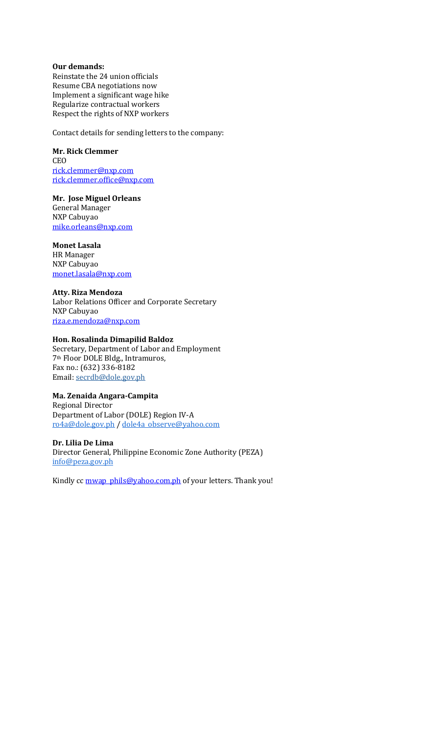**Our demands:**
Reinstate the 24 union officials
Resume CBA negotiations now
Implement a significant wage hike
Regularize contractual workers
Respect the rights of NXP workers

Contact details for sending letters to the company:

**Mr. Rick Clemmer**
CEO
rick.clemmer@nxp.com
rick.clemmer.office@nxp.com

**Mr. Jose Miguel Orleans**
General Manager
NXP Cabuyao
mike.orleans@nxp.com

**Monet Lasala**
HR Manager
NXP Cabuyao
monet.lasala@nxp.com

**Atty. Riza Mendoza**
Labor Relations Officer and Corporate Secretary
NXP Cabuyao
riza.e.mendoza@nxp.com

**Hon. Rosalinda Dimapilid Baldoz**
Secretary, Department of Labor and Employment
7th Floor DOLE Bldg., Intramuros,
Fax no.: (632) 336-8182
Email: secrdb@dole.gov.ph

**Ma. Zenaida Angara-Campita**
Regional Director
Department of Labor (DOLE) Region IV-A
ro4a@dole.gov.ph / dole4a_observe@yahoo.com

**Dr. Lilia De Lima**
Director General, Philippine Economic Zone Authority (PEZA)
info@peza.gov.ph

Kindly cc mwap_phils@yahoo.com.ph of your letters. Thank you!